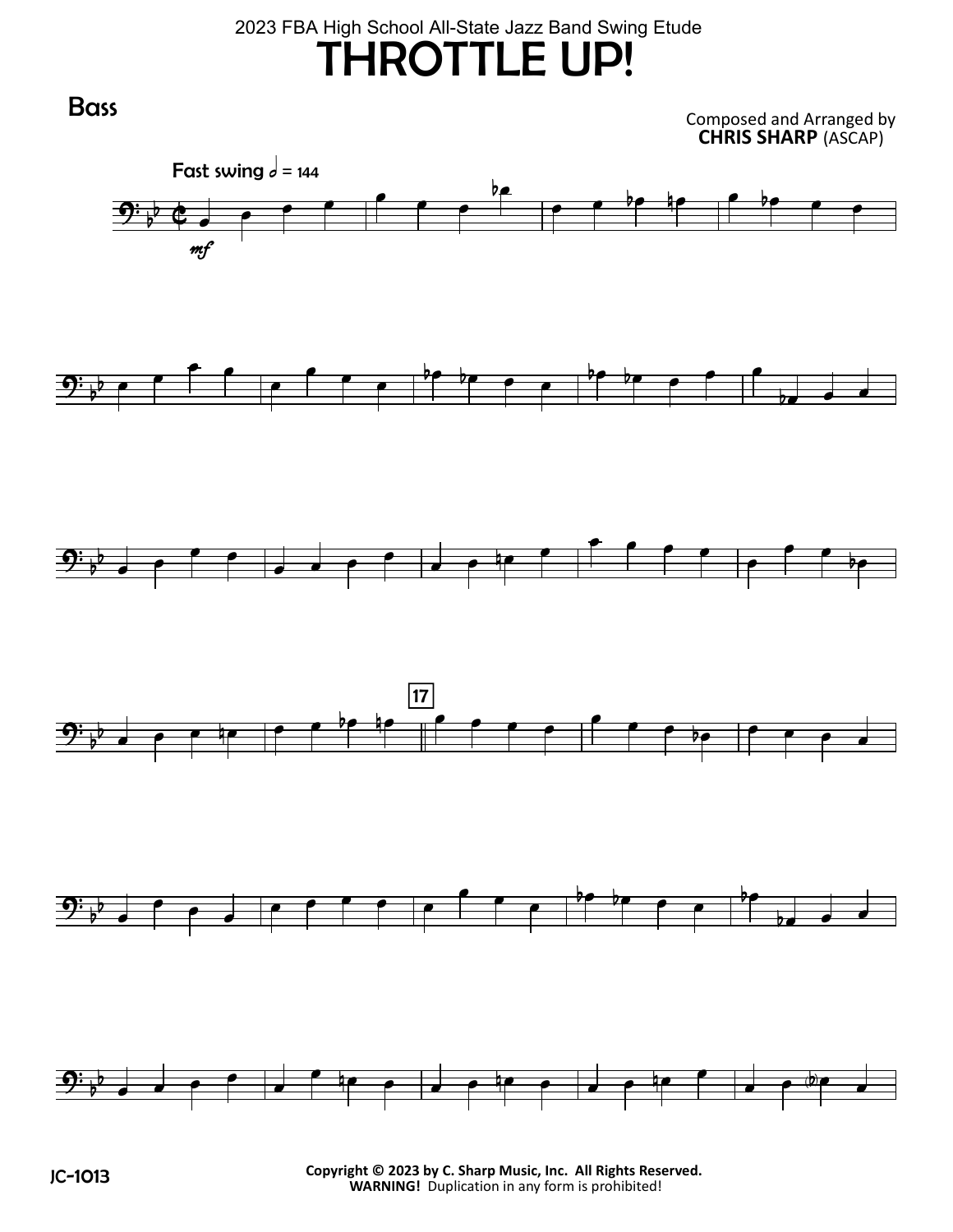2023 FBA High School All-State Jazz Band Swing Etude

# THROTTLE UP!

**Bass**

Composed and Arranged by
**CHRIS SHARP** (ASCAP)

**Fast swing** 𝅗𝅥 = 144

*mf*

17

JC-1013

**Copyright © 2023 by C. Sharp Music, Inc. All Rights Reserved.**
**WARNING!** Duplication in any form is prohibited!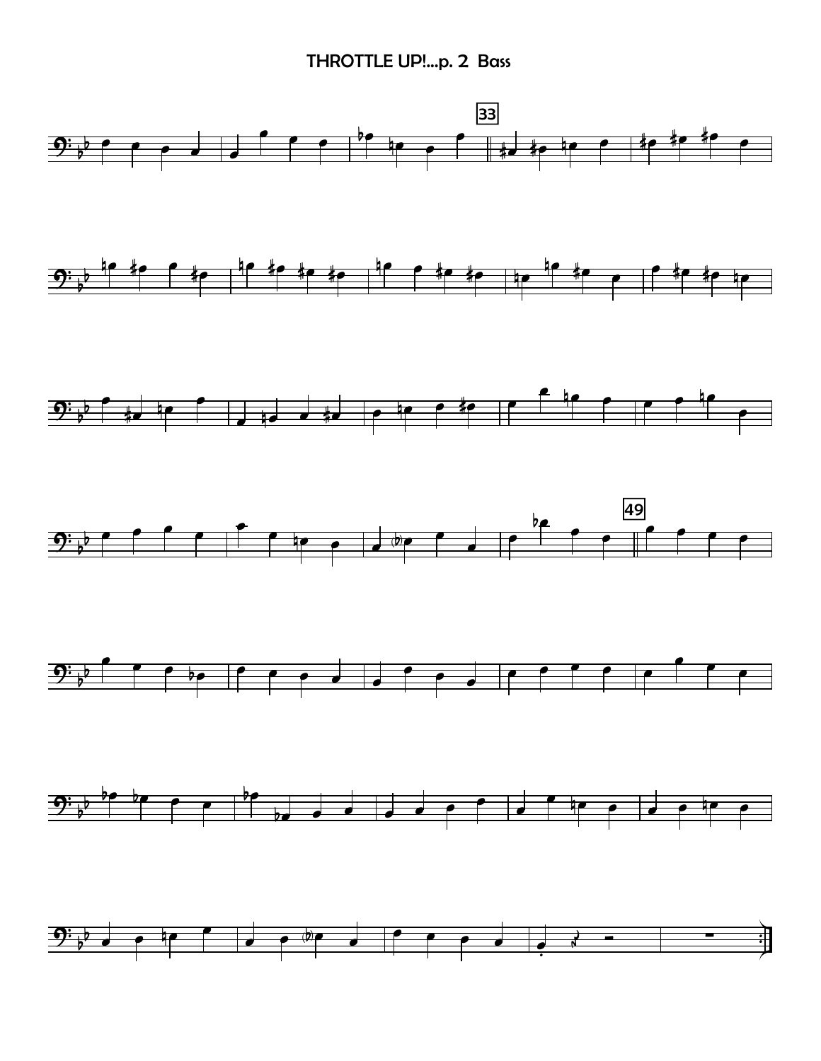THROTTLE UP!...p. 2 Bass

33

49